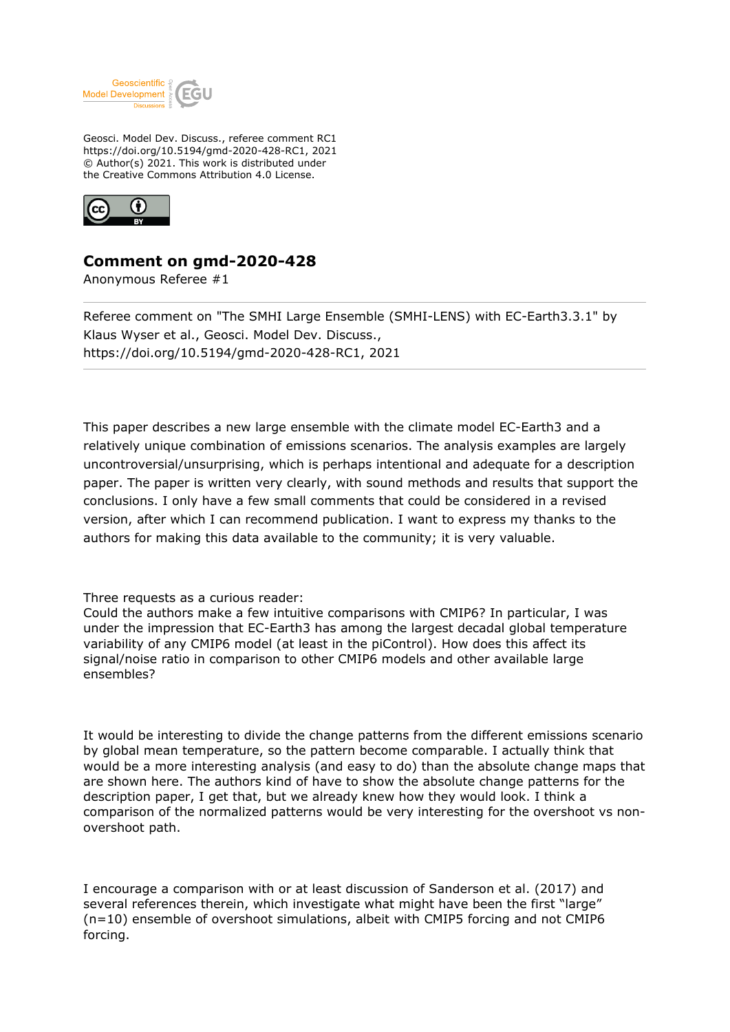Geosci. Model Dev. Discuss., referee comment RC1
https://doi.org/10.5194/gmd-2020-428-RC1, 2021
© Author(s) 2021. This work is distributed under
the Creative Commons Attribution 4.0 License.

# Comment on gmd-2020-428

Anonymous Referee #1

Referee comment on "The SMHI Large Ensemble (SMHI-LENS) with EC-Earth3.3.1" by Klaus Wyser et al., Geosci. Model Dev. Discuss., https://doi.org/10.5194/gmd-2020-428-RC1, 2021

This paper describes a new large ensemble with the climate model EC-Earth3 and a relatively unique combination of emissions scenarios. The analysis examples are largely uncontroversial/unsurprising, which is perhaps intentional and adequate for a description paper. The paper is written very clearly, with sound methods and results that support the conclusions. I only have a few small comments that could be considered in a revised version, after which I can recommend publication. I want to express my thanks to the authors for making this data available to the community; it is very valuable.

Three requests as a curious reader:
Could the authors make a few intuitive comparisons with CMIP6? In particular, I was under the impression that EC-Earth3 has among the largest decadal global temperature variability of any CMIP6 model (at least in the piControl). How does this affect its signal/noise ratio in comparison to other CMIP6 models and other available large ensembles?

It would be interesting to divide the change patterns from the different emissions scenario by global mean temperature, so the pattern become comparable. I actually think that would be a more interesting analysis (and easy to do) than the absolute change maps that are shown here. The authors kind of have to show the absolute change patterns for the description paper, I get that, but we already knew how they would look. I think a comparison of the normalized patterns would be very interesting for the overshoot vs non-overshoot path.

I encourage a comparison with or at least discussion of Sanderson et al. (2017) and several references therein, which investigate what might have been the first "large" (n=10) ensemble of overshoot simulations, albeit with CMIP5 forcing and not CMIP6 forcing.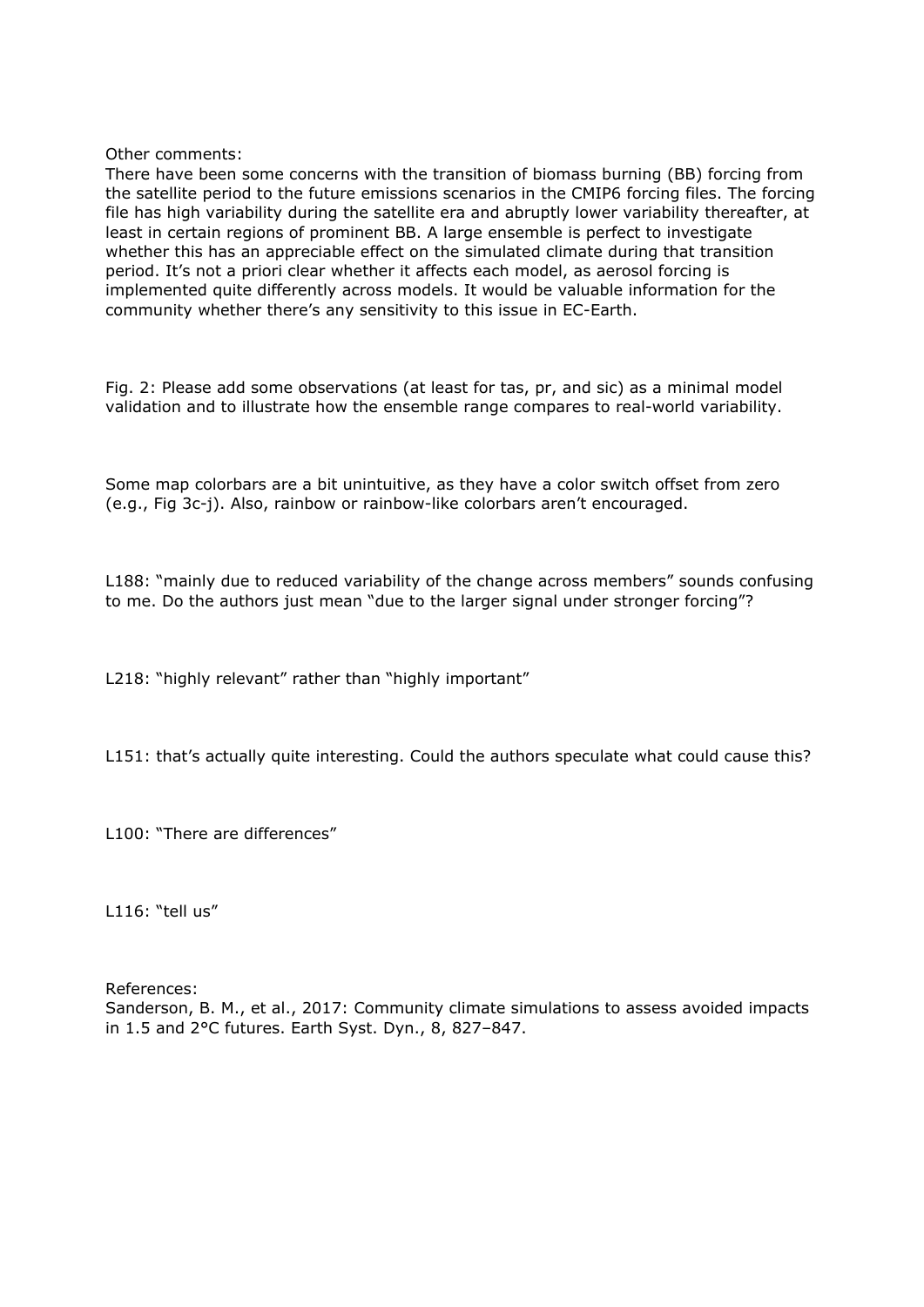Other comments:

There have been some concerns with the transition of biomass burning (BB) forcing from the satellite period to the future emissions scenarios in the CMIP6 forcing files. The forcing file has high variability during the satellite era and abruptly lower variability thereafter, at least in certain regions of prominent BB. A large ensemble is perfect to investigate whether this has an appreciable effect on the simulated climate during that transition period. It's not a priori clear whether it affects each model, as aerosol forcing is implemented quite differently across models. It would be valuable information for the community whether there's any sensitivity to this issue in EC-Earth.

Fig. 2: Please add some observations (at least for tas, pr, and sic) as a minimal model validation and to illustrate how the ensemble range compares to real-world variability.

Some map colorbars are a bit unintuitive, as they have a color switch offset from zero (e.g., Fig 3c-j). Also, rainbow or rainbow-like colorbars aren't encouraged.

L188: "mainly due to reduced variability of the change across members" sounds confusing to me. Do the authors just mean "due to the larger signal under stronger forcing"?

L218: "highly relevant" rather than "highly important"

L151: that's actually quite interesting. Could the authors speculate what could cause this?

L100: "There are differences"

L116: "tell us"

References:

Sanderson, B. M., et al., 2017: Community climate simulations to assess avoided impacts in 1.5 and 2°C futures. Earth Syst. Dyn., 8, 827–847.